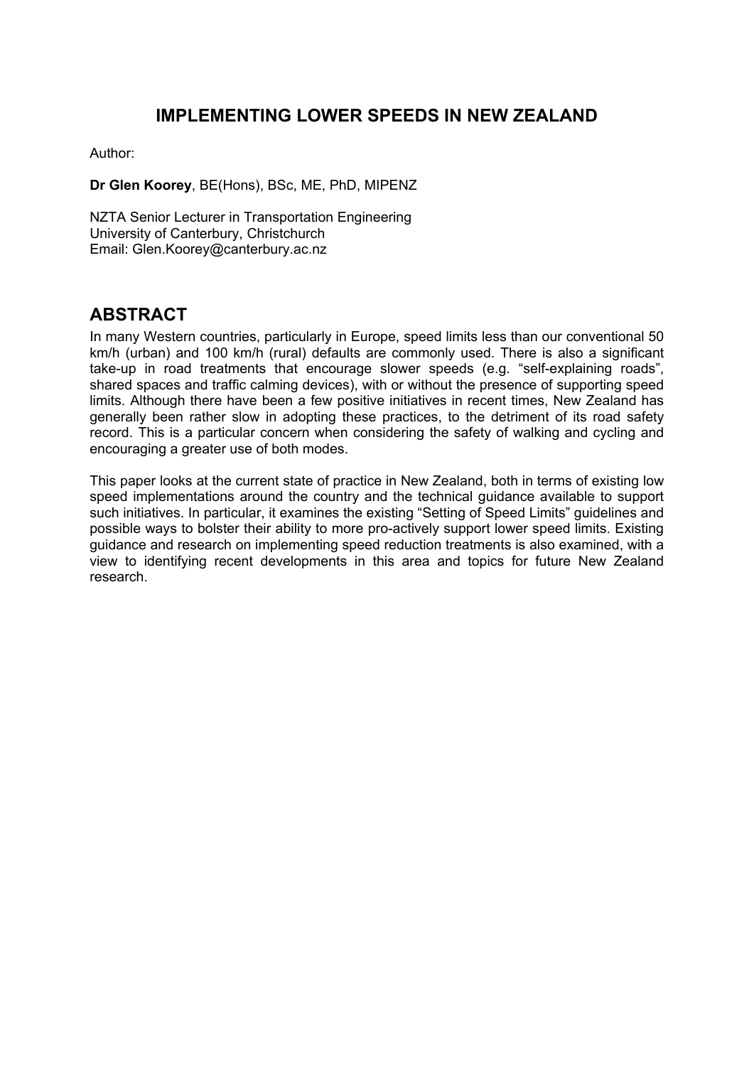# IMPLEMENTING LOWER SPEEDS IN NEW ZEALAND

Author:

**Dr Glen Koorey**, BE(Hons), BSc, ME, PhD, MIPENZ

NZTA Senior Lecturer in Transportation Engineering
University of Canterbury, Christchurch
Email: Glen.Koorey@canterbury.ac.nz

## ABSTRACT

In many Western countries, particularly in Europe, speed limits less than our conventional 50 km/h (urban) and 100 km/h (rural) defaults are commonly used. There is also a significant take-up in road treatments that encourage slower speeds (e.g. "self-explaining roads", shared spaces and traffic calming devices), with or without the presence of supporting speed limits. Although there have been a few positive initiatives in recent times, New Zealand has generally been rather slow in adopting these practices, to the detriment of its road safety record. This is a particular concern when considering the safety of walking and cycling and encouraging a greater use of both modes.

This paper looks at the current state of practice in New Zealand, both in terms of existing low speed implementations around the country and the technical guidance available to support such initiatives. In particular, it examines the existing "Setting of Speed Limits" guidelines and possible ways to bolster their ability to more pro-actively support lower speed limits. Existing guidance and research on implementing speed reduction treatments is also examined, with a view to identifying recent developments in this area and topics for future New Zealand research.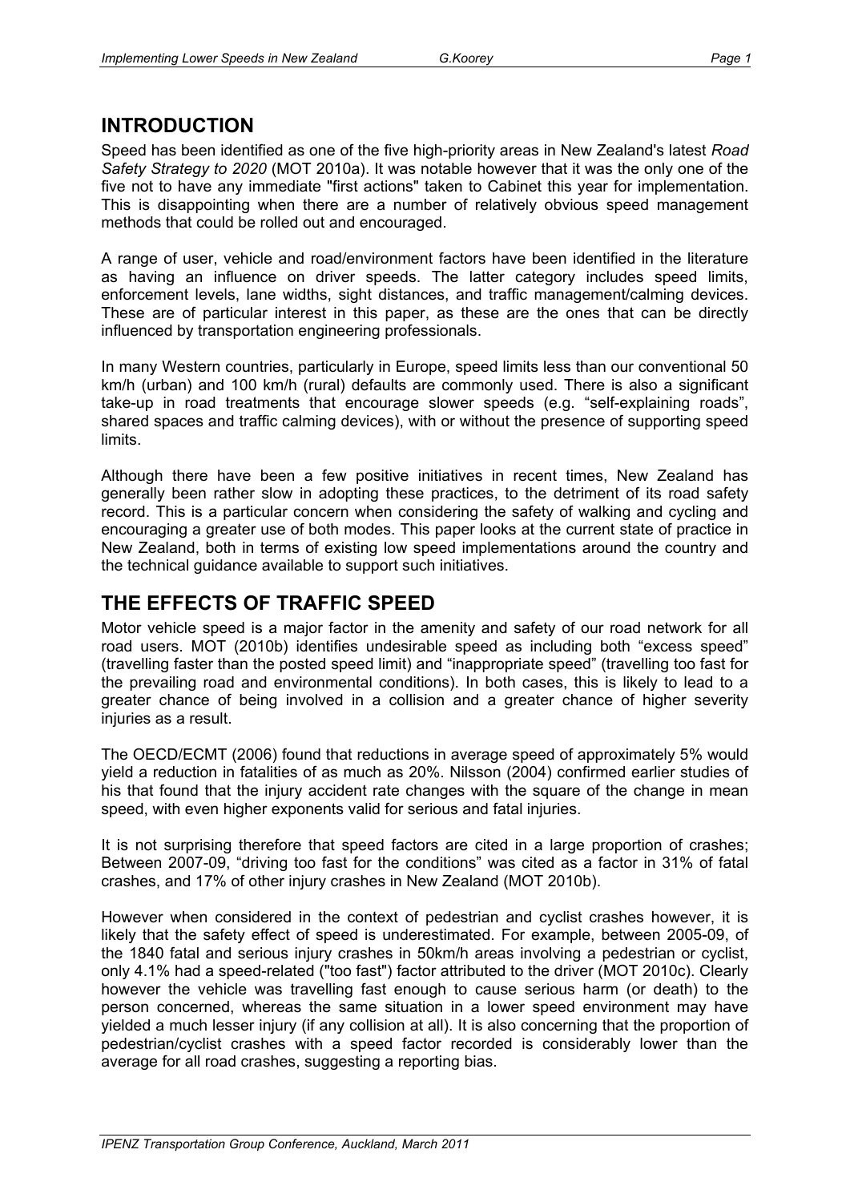## INTRODUCTION

Speed has been identified as one of the five high-priority areas in New Zealand's latest *Road Safety Strategy to 2020* (MOT 2010a). It was notable however that it was the only one of the five not to have any immediate "first actions" taken to Cabinet this year for implementation. This is disappointing when there are a number of relatively obvious speed management methods that could be rolled out and encouraged.

A range of user, vehicle and road/environment factors have been identified in the literature as having an influence on driver speeds. The latter category includes speed limits, enforcement levels, lane widths, sight distances, and traffic management/calming devices. These are of particular interest in this paper, as these are the ones that can be directly influenced by transportation engineering professionals.

In many Western countries, particularly in Europe, speed limits less than our conventional 50 km/h (urban) and 100 km/h (rural) defaults are commonly used. There is also a significant take-up in road treatments that encourage slower speeds (e.g. "self-explaining roads", shared spaces and traffic calming devices), with or without the presence of supporting speed limits.

Although there have been a few positive initiatives in recent times, New Zealand has generally been rather slow in adopting these practices, to the detriment of its road safety record. This is a particular concern when considering the safety of walking and cycling and encouraging a greater use of both modes. This paper looks at the current state of practice in New Zealand, both in terms of existing low speed implementations around the country and the technical guidance available to support such initiatives.

## THE EFFECTS OF TRAFFIC SPEED

Motor vehicle speed is a major factor in the amenity and safety of our road network for all road users. MOT (2010b) identifies undesirable speed as including both "excess speed" (travelling faster than the posted speed limit) and "inappropriate speed" (travelling too fast for the prevailing road and environmental conditions). In both cases, this is likely to lead to a greater chance of being involved in a collision and a greater chance of higher severity injuries as a result.

The OECD/ECMT (2006) found that reductions in average speed of approximately 5% would yield a reduction in fatalities of as much as 20%. Nilsson (2004) confirmed earlier studies of his that found that the injury accident rate changes with the square of the change in mean speed, with even higher exponents valid for serious and fatal injuries.

It is not surprising therefore that speed factors are cited in a large proportion of crashes; Between 2007-09, "driving too fast for the conditions" was cited as a factor in 31% of fatal crashes, and 17% of other injury crashes in New Zealand (MOT 2010b).

However when considered in the context of pedestrian and cyclist crashes however, it is likely that the safety effect of speed is underestimated. For example, between 2005-09, of the 1840 fatal and serious injury crashes in 50km/h areas involving a pedestrian or cyclist, only 4.1% had a speed-related ("too fast") factor attributed to the driver (MOT 2010c). Clearly however the vehicle was travelling fast enough to cause serious harm (or death) to the person concerned, whereas the same situation in a lower speed environment may have yielded a much lesser injury (if any collision at all). It is also concerning that the proportion of pedestrian/cyclist crashes with a speed factor recorded is considerably lower than the average for all road crashes, suggesting a reporting bias.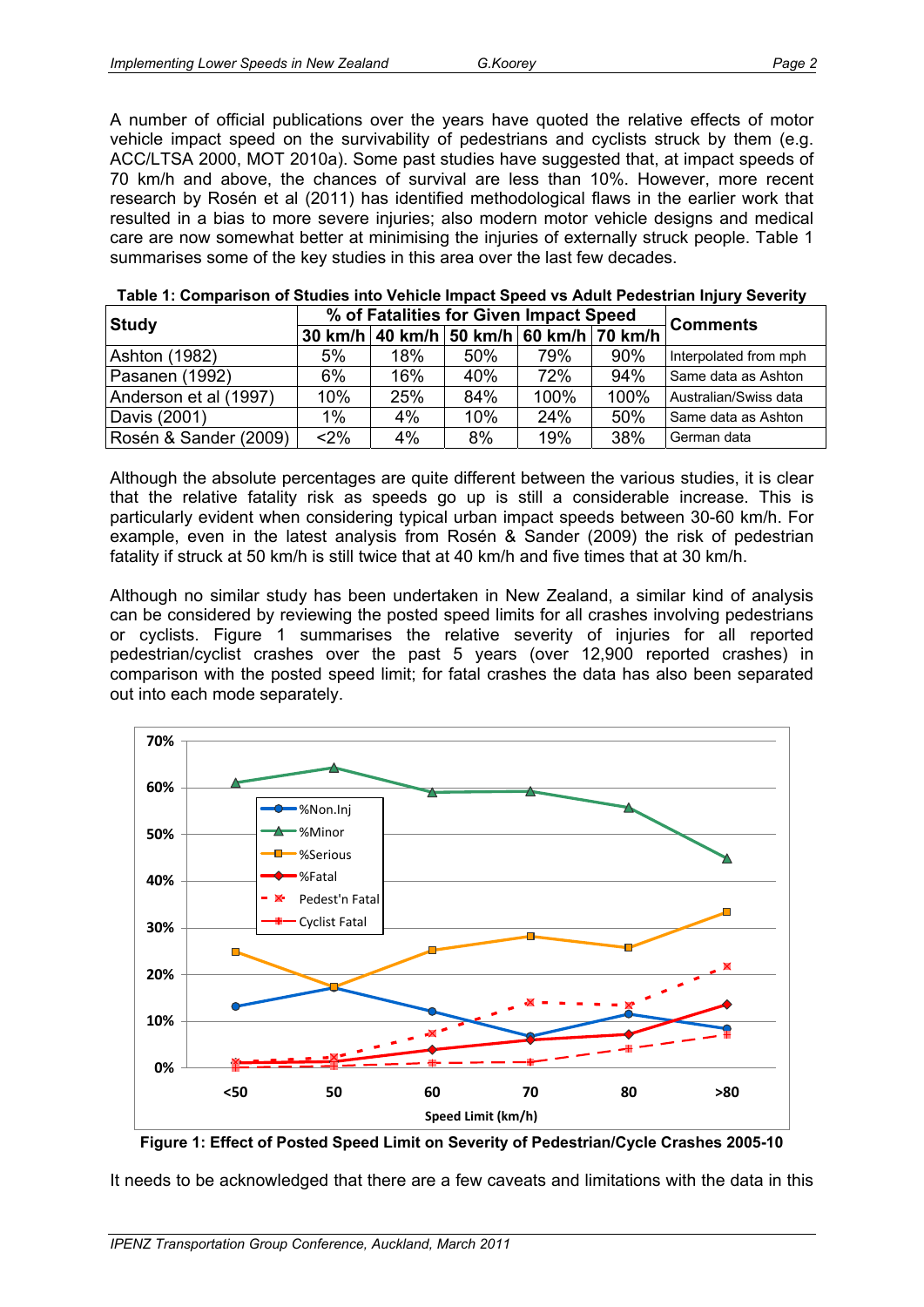A number of official publications over the years have quoted the relative effects of motor vehicle impact speed on the survivability of pedestrians and cyclists struck by them (e.g. ACC/LTSA 2000, MOT 2010a). Some past studies have suggested that, at impact speeds of 70 km/h and above, the chances of survival are less than 10%. However, more recent research by Rosén et al (2011) has identified methodological flaws in the earlier work that resulted in a bias to more severe injuries; also modern motor vehicle designs and medical care are now somewhat better at minimising the injuries of externally struck people. Table 1 summarises some of the key studies in this area over the last few decades.

**Table 1: Comparison of Studies into Vehicle Impact Speed vs Adult Pedestrian Injury Severity**

| Study | % of Fatalities for Given Impact Speed | | | | | Comments |
|---|---|---|---|---|---|---|
| | 30 km/h | 40 km/h | 50 km/h | 60 km/h | 70 km/h | |
| Ashton (1982) | 5% | 18% | 50% | 79% | 90% | Interpolated from mph |
| Pasanen (1992) | 6% | 16% | 40% | 72% | 94% | Same data as Ashton |
| Anderson et al (1997) | 10% | 25% | 84% | 100% | 100% | Australian/Swiss data |
| Davis (2001) | 1% | 4% | 10% | 24% | 50% | Same data as Ashton |
| Rosén & Sander (2009) | <2% | 4% | 8% | 19% | 38% | German data |

Although the absolute percentages are quite different between the various studies, it is clear that the relative fatality risk as speeds go up is still a considerable increase. This is particularly evident when considering typical urban impact speeds between 30-60 km/h. For example, even in the latest analysis from Rosén & Sander (2009) the risk of pedestrian fatality if struck at 50 km/h is still twice that at 40 km/h and five times that at 30 km/h.

Although no similar study has been undertaken in New Zealand, a similar kind of analysis can be considered by reviewing the posted speed limits for all crashes involving pedestrians or cyclists. Figure 1 summarises the relative severity of injuries for all reported pedestrian/cyclist crashes over the past 5 years (over 12,900 reported crashes) in comparison with the posted speed limit; for fatal crashes the data has also been separated out into each mode separately.

**Figure 1: Effect of Posted Speed Limit on Severity of Pedestrian/Cycle Crashes 2005-10**

It needs to be acknowledged that there are a few caveats and limitations with the data in this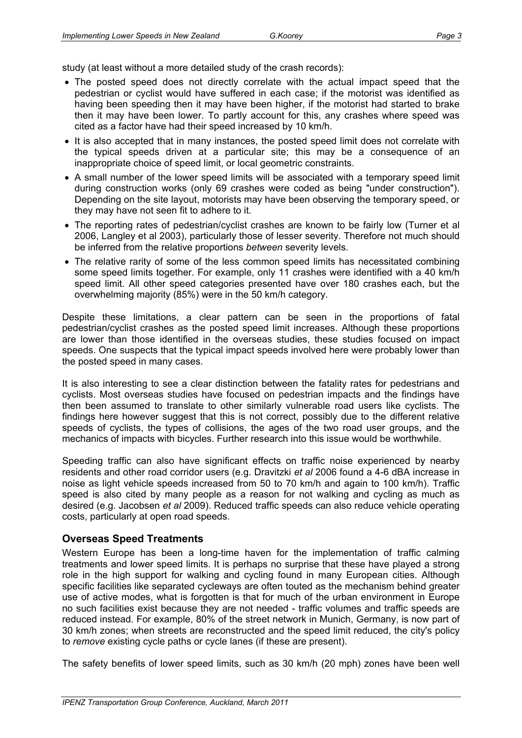study (at least without a more detailed study of the crash records):

- The posted speed does not directly correlate with the actual impact speed that the pedestrian or cyclist would have suffered in each case; if the motorist was identified as having been speeding then it may have been higher, if the motorist had started to brake then it may have been lower. To partly account for this, any crashes where speed was cited as a factor have had their speed increased by 10 km/h.
- It is also accepted that in many instances, the posted speed limit does not correlate with the typical speeds driven at a particular site; this may be a consequence of an inappropriate choice of speed limit, or local geometric constraints.
- A small number of the lower speed limits will be associated with a temporary speed limit during construction works (only 69 crashes were coded as being "under construction"). Depending on the site layout, motorists may have been observing the temporary speed, or they may have not seen fit to adhere to it.
- The reporting rates of pedestrian/cyclist crashes are known to be fairly low (Turner et al 2006, Langley et al 2003), particularly those of lesser severity. Therefore not much should be inferred from the relative proportions *between* severity levels.
- The relative rarity of some of the less common speed limits has necessitated combining some speed limits together. For example, only 11 crashes were identified with a 40 km/h speed limit. All other speed categories presented have over 180 crashes each, but the overwhelming majority (85%) were in the 50 km/h category.

Despite these limitations, a clear pattern can be seen in the proportions of fatal pedestrian/cyclist crashes as the posted speed limit increases. Although these proportions are lower than those identified in the overseas studies, these studies focused on impact speeds. One suspects that the typical impact speeds involved here were probably lower than the posted speed in many cases.

It is also interesting to see a clear distinction between the fatality rates for pedestrians and cyclists. Most overseas studies have focused on pedestrian impacts and the findings have then been assumed to translate to other similarly vulnerable road users like cyclists. The findings here however suggest that this is not correct, possibly due to the different relative speeds of cyclists, the types of collisions, the ages of the two road user groups, and the mechanics of impacts with bicycles. Further research into this issue would be worthwhile.

Speeding traffic can also have significant effects on traffic noise experienced by nearby residents and other road corridor users (e.g. Dravitzki *et al* 2006 found a 4-6 dBA increase in noise as light vehicle speeds increased from 50 to 70 km/h and again to 100 km/h). Traffic speed is also cited by many people as a reason for not walking and cycling as much as desired (e.g. Jacobsen *et al* 2009). Reduced traffic speeds can also reduce vehicle operating costs, particularly at open road speeds.

## Overseas Speed Treatments

Western Europe has been a long-time haven for the implementation of traffic calming treatments and lower speed limits. It is perhaps no surprise that these have played a strong role in the high support for walking and cycling found in many European cities. Although specific facilities like separated cycleways are often touted as the mechanism behind greater use of active modes, what is forgotten is that for much of the urban environment in Europe no such facilities exist because they are not needed - traffic volumes and traffic speeds are reduced instead. For example, 80% of the street network in Munich, Germany, is now part of 30 km/h zones; when streets are reconstructed and the speed limit reduced, the city's policy to *remove* existing cycle paths or cycle lanes (if these are present).

The safety benefits of lower speed limits, such as 30 km/h (20 mph) zones have been well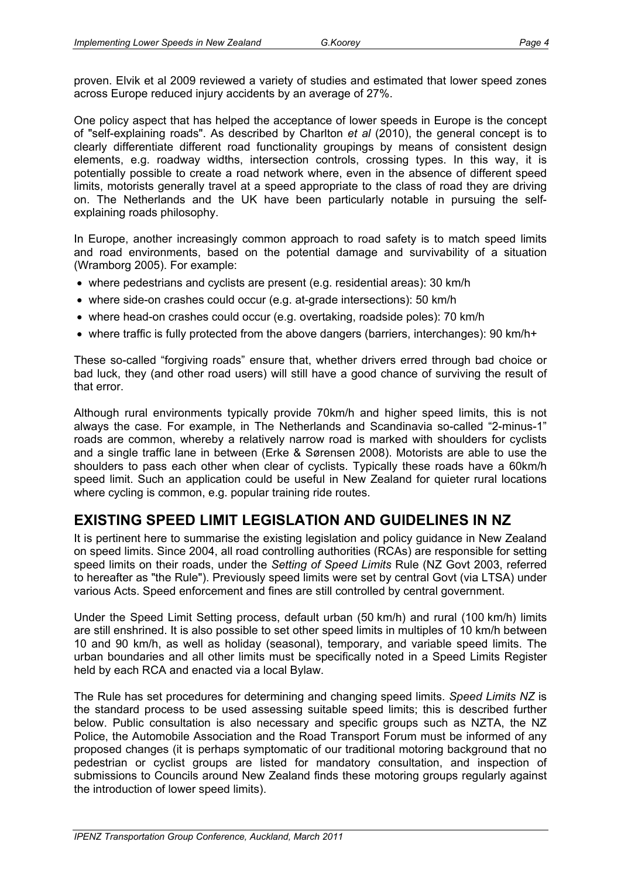proven. Elvik et al 2009 reviewed a variety of studies and estimated that lower speed zones across Europe reduced injury accidents by an average of 27%.

One policy aspect that has helped the acceptance of lower speeds in Europe is the concept of "self-explaining roads". As described by Charlton *et al* (2010), the general concept is to clearly differentiate different road functionality groupings by means of consistent design elements, e.g. roadway widths, intersection controls, crossing types. In this way, it is potentially possible to create a road network where, even in the absence of different speed limits, motorists generally travel at a speed appropriate to the class of road they are driving on. The Netherlands and the UK have been particularly notable in pursuing the self-explaining roads philosophy.

In Europe, another increasingly common approach to road safety is to match speed limits and road environments, based on the potential damage and survivability of a situation (Wramborg 2005). For example:

- where pedestrians and cyclists are present (e.g. residential areas): 30 km/h
- where side-on crashes could occur (e.g. at-grade intersections): 50 km/h
- where head-on crashes could occur (e.g. overtaking, roadside poles): 70 km/h
- where traffic is fully protected from the above dangers (barriers, interchanges): 90 km/h+

These so-called "forgiving roads" ensure that, whether drivers erred through bad choice or bad luck, they (and other road users) will still have a good chance of surviving the result of that error.

Although rural environments typically provide 70km/h and higher speed limits, this is not always the case. For example, in The Netherlands and Scandinavia so-called "2-minus-1" roads are common, whereby a relatively narrow road is marked with shoulders for cyclists and a single traffic lane in between (Erke & Sørensen 2008). Motorists are able to use the shoulders to pass each other when clear of cyclists. Typically these roads have a 60km/h speed limit. Such an application could be useful in New Zealand for quieter rural locations where cycling is common, e.g. popular training ride routes.

## EXISTING SPEED LIMIT LEGISLATION AND GUIDELINES IN NZ

It is pertinent here to summarise the existing legislation and policy guidance in New Zealand on speed limits. Since 2004, all road controlling authorities (RCAs) are responsible for setting speed limits on their roads, under the *Setting of Speed Limits* Rule (NZ Govt 2003, referred to hereafter as "the Rule"). Previously speed limits were set by central Govt (via LTSA) under various Acts. Speed enforcement and fines are still controlled by central government.

Under the Speed Limit Setting process, default urban (50 km/h) and rural (100 km/h) limits are still enshrined. It is also possible to set other speed limits in multiples of 10 km/h between 10 and 90 km/h, as well as holiday (seasonal), temporary, and variable speed limits. The urban boundaries and all other limits must be specifically noted in a Speed Limits Register held by each RCA and enacted via a local Bylaw.

The Rule has set procedures for determining and changing speed limits. *Speed Limits NZ* is the standard process to be used assessing suitable speed limits; this is described further below. Public consultation is also necessary and specific groups such as NZTA, the NZ Police, the Automobile Association and the Road Transport Forum must be informed of any proposed changes (it is perhaps symptomatic of our traditional motoring background that no pedestrian or cyclist groups are listed for mandatory consultation, and inspection of submissions to Councils around New Zealand finds these motoring groups regularly against the introduction of lower speed limits).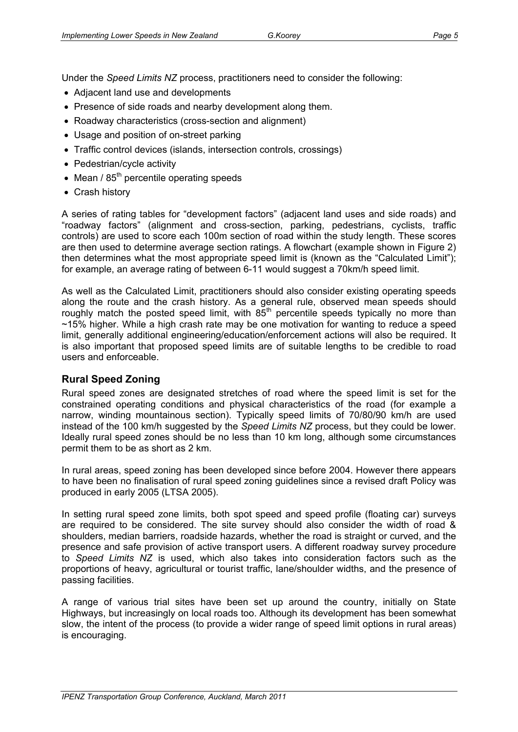Under the *Speed Limits NZ* process, practitioners need to consider the following:

- Adjacent land use and developments
- Presence of side roads and nearby development along them.
- Roadway characteristics (cross-section and alignment)
- Usage and position of on-street parking
- Traffic control devices (islands, intersection controls, crossings)
- Pedestrian/cycle activity
- Mean / $85^{th}$ percentile operating speeds
- Crash history

A series of rating tables for "development factors" (adjacent land uses and side roads) and "roadway factors" (alignment and cross-section, parking, pedestrians, cyclists, traffic controls) are used to score each 100m section of road within the study length. These scores are then used to determine average section ratings. A flowchart (example shown in Figure 2) then determines what the most appropriate speed limit is (known as the "Calculated Limit"); for example, an average rating of between 6-11 would suggest a 70km/h speed limit.

As well as the Calculated Limit, practitioners should also consider existing operating speeds along the route and the crash history. As a general rule, observed mean speeds should roughly match the posted speed limit, with $85^{th}$ percentile speeds typically no more than ~15% higher. While a high crash rate may be one motivation for wanting to reduce a speed limit, generally additional engineering/education/enforcement actions will also be required. It is also important that proposed speed limits are of suitable lengths to be credible to road users and enforceable.

## Rural Speed Zoning

Rural speed zones are designated stretches of road where the speed limit is set for the constrained operating conditions and physical characteristics of the road (for example a narrow, winding mountainous section). Typically speed limits of 70/80/90 km/h are used instead of the 100 km/h suggested by the *Speed Limits NZ* process, but they could be lower. Ideally rural speed zones should be no less than 10 km long, although some circumstances permit them to be as short as 2 km.

In rural areas, speed zoning has been developed since before 2004. However there appears to have been no finalisation of rural speed zoning guidelines since a revised draft Policy was produced in early 2005 (LTSA 2005).

In setting rural speed zone limits, both spot speed and speed profile (floating car) surveys are required to be considered. The site survey should also consider the width of road & shoulders, median barriers, roadside hazards, whether the road is straight or curved, and the presence and safe provision of active transport users. A different roadway survey procedure to *Speed Limits NZ* is used, which also takes into consideration factors such as the proportions of heavy, agricultural or tourist traffic, lane/shoulder widths, and the presence of passing facilities.

A range of various trial sites have been set up around the country, initially on State Highways, but increasingly on local roads too. Although its development has been somewhat slow, the intent of the process (to provide a wider range of speed limit options in rural areas) is encouraging.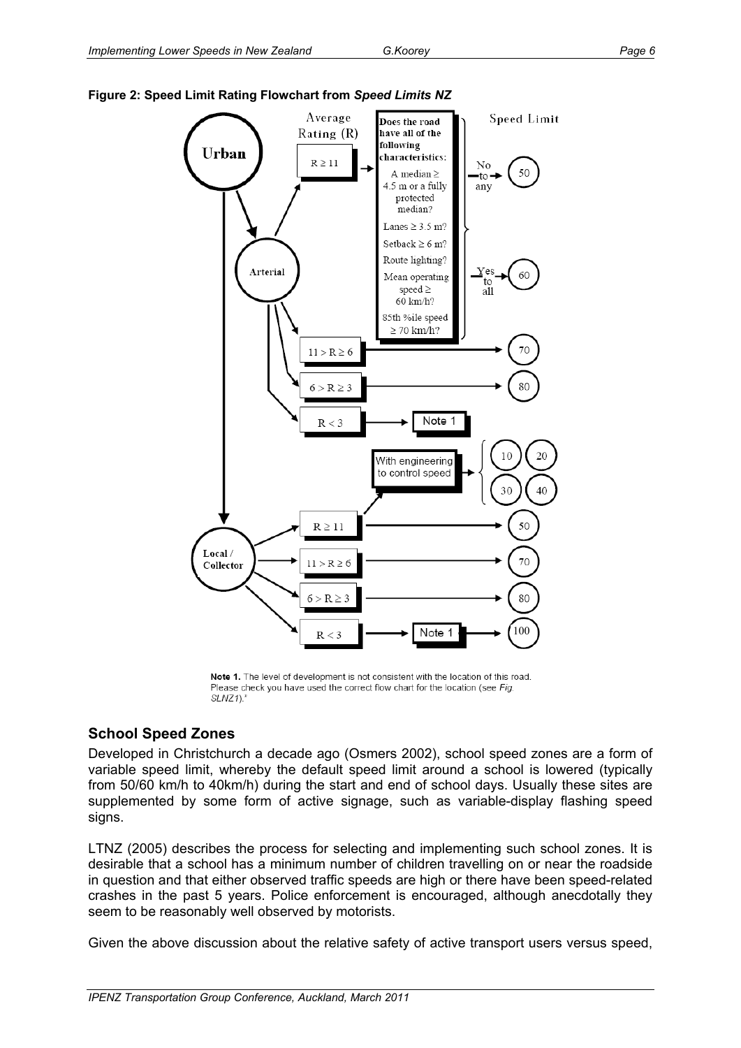**Figure 2: Speed Limit Rating Flowchart from *Speed Limits NZ***

Note 1. The level of development is not consistent with the location of this road. Please check you have used the correct flow chart for the location (see *Fig. SLNZ1*)."

## School Speed Zones

Developed in Christchurch a decade ago (Osmers 2002), school speed zones are a form of variable speed limit, whereby the default speed limit around a school is lowered (typically from 50/60 km/h to 40km/h) during the start and end of school days. Usually these sites are supplemented by some form of active signage, such as variable-display flashing speed signs.

LTNZ (2005) describes the process for selecting and implementing such school zones. It is desirable that a school has a minimum number of children travelling on or near the roadside in question and that either observed traffic speeds are high or there have been speed-related crashes in the past 5 years. Police enforcement is encouraged, although anecdotally they seem to be reasonably well observed by motorists.

Given the above discussion about the relative safety of active transport users versus speed,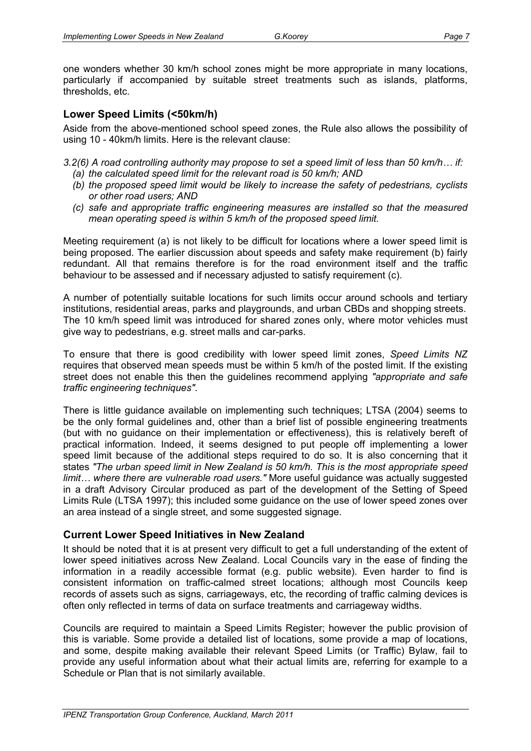one wonders whether 30 km/h school zones might be more appropriate in many locations, particularly if accompanied by suitable street treatments such as islands, platforms, thresholds, etc.

## Lower Speed Limits (<50km/h)

Aside from the above-mentioned school speed zones, the Rule also allows the possibility of using 10 - 40km/h limits. Here is the relevant clause:

*3.2(6) A road controlling authority may propose to set a speed limit of less than 50 km/h… if:*

*(a) the calculated speed limit for the relevant road is 50 km/h; AND*

*(b) the proposed speed limit would be likely to increase the safety of pedestrians, cyclists or other road users; AND*

*(c) safe and appropriate traffic engineering measures are installed so that the measured mean operating speed is within 5 km/h of the proposed speed limit.*

Meeting requirement (a) is not likely to be difficult for locations where a lower speed limit is being proposed. The earlier discussion about speeds and safety make requirement (b) fairly redundant. All that remains therefore is for the road environment itself and the traffic behaviour to be assessed and if necessary adjusted to satisfy requirement (c).

A number of potentially suitable locations for such limits occur around schools and tertiary institutions, residential areas, parks and playgrounds, and urban CBDs and shopping streets. The 10 km/h speed limit was introduced for shared zones only, where motor vehicles must give way to pedestrians, e.g. street malls and car-parks.

To ensure that there is good credibility with lower speed limit zones, *Speed Limits NZ* requires that observed mean speeds must be within 5 km/h of the posted limit. If the existing street does not enable this then the guidelines recommend applying *"appropriate and safe traffic engineering techniques"*.

There is little guidance available on implementing such techniques; LTSA (2004) seems to be the only formal guidelines and, other than a brief list of possible engineering treatments (but with no guidance on their implementation or effectiveness), this is relatively bereft of practical information. Indeed, it seems designed to put people off implementing a lower speed limit because of the additional steps required to do so. It is also concerning that it states *"The urban speed limit in New Zealand is 50 km/h. This is the most appropriate speed limit… where there are vulnerable road users."* More useful guidance was actually suggested in a draft Advisory Circular produced as part of the development of the Setting of Speed Limits Rule (LTSA 1997); this included some guidance on the use of lower speed zones over an area instead of a single street, and some suggested signage.

## Current Lower Speed Initiatives in New Zealand

It should be noted that it is at present very difficult to get a full understanding of the extent of lower speed initiatives across New Zealand. Local Councils vary in the ease of finding the information in a readily accessible format (e.g. public website). Even harder to find is consistent information on traffic-calmed street locations; although most Councils keep records of assets such as signs, carriageways, etc, the recording of traffic calming devices is often only reflected in terms of data on surface treatments and carriageway widths.

Councils are required to maintain a Speed Limits Register; however the public provision of this is variable. Some provide a detailed list of locations, some provide a map of locations, and some, despite making available their relevant Speed Limits (or Traffic) Bylaw, fail to provide any useful information about what their actual limits are, referring for example to a Schedule or Plan that is not similarly available.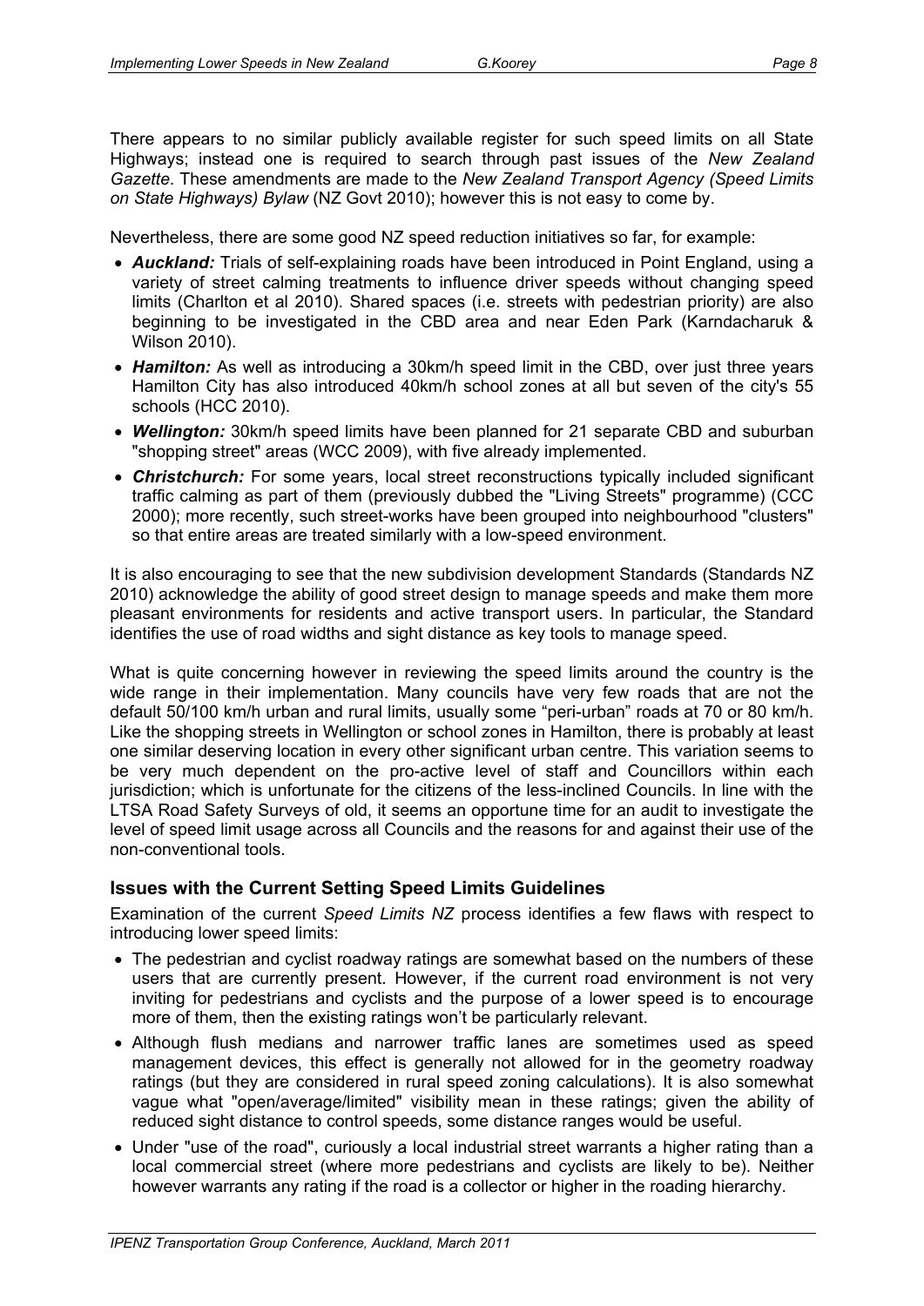There appears to no similar publicly available register for such speed limits on all State Highways; instead one is required to search through past issues of the *New Zealand Gazette*. These amendments are made to the *New Zealand Transport Agency (Speed Limits on State Highways) Bylaw* (NZ Govt 2010); however this is not easy to come by.

Nevertheless, there are some good NZ speed reduction initiatives so far, for example:

- ***Auckland:*** Trials of self-explaining roads have been introduced in Point England, using a variety of street calming treatments to influence driver speeds without changing speed limits (Charlton et al 2010). Shared spaces (i.e. streets with pedestrian priority) are also beginning to be investigated in the CBD area and near Eden Park (Karndacharuk & Wilson 2010).
- ***Hamilton:*** As well as introducing a 30km/h speed limit in the CBD, over just three years Hamilton City has also introduced 40km/h school zones at all but seven of the city's 55 schools (HCC 2010).
- ***Wellington:*** 30km/h speed limits have been planned for 21 separate CBD and suburban "shopping street" areas (WCC 2009), with five already implemented.
- ***Christchurch:*** For some years, local street reconstructions typically included significant traffic calming as part of them (previously dubbed the "Living Streets" programme) (CCC 2000); more recently, such street-works have been grouped into neighbourhood "clusters" so that entire areas are treated similarly with a low-speed environment.

It is also encouraging to see that the new subdivision development Standards (Standards NZ 2010) acknowledge the ability of good street design to manage speeds and make them more pleasant environments for residents and active transport users. In particular, the Standard identifies the use of road widths and sight distance as key tools to manage speed.

What is quite concerning however in reviewing the speed limits around the country is the wide range in their implementation. Many councils have very few roads that are not the default 50/100 km/h urban and rural limits, usually some "peri-urban" roads at 70 or 80 km/h. Like the shopping streets in Wellington or school zones in Hamilton, there is probably at least one similar deserving location in every other significant urban centre. This variation seems to be very much dependent on the pro-active level of staff and Councillors within each jurisdiction; which is unfortunate for the citizens of the less-inclined Councils. In line with the LTSA Road Safety Surveys of old, it seems an opportune time for an audit to investigate the level of speed limit usage across all Councils and the reasons for and against their use of the non-conventional tools.

## Issues with the Current Setting Speed Limits Guidelines

Examination of the current *Speed Limits NZ* process identifies a few flaws with respect to introducing lower speed limits:

- The pedestrian and cyclist roadway ratings are somewhat based on the numbers of these users that are currently present. However, if the current road environment is not very inviting for pedestrians and cyclists and the purpose of a lower speed is to encourage more of them, then the existing ratings won't be particularly relevant.
- Although flush medians and narrower traffic lanes are sometimes used as speed management devices, this effect is generally not allowed for in the geometry roadway ratings (but they are considered in rural speed zoning calculations). It is also somewhat vague what "open/average/limited" visibility mean in these ratings; given the ability of reduced sight distance to control speeds, some distance ranges would be useful.
- Under "use of the road", curiously a local industrial street warrants a higher rating than a local commercial street (where more pedestrians and cyclists are likely to be). Neither however warrants any rating if the road is a collector or higher in the roading hierarchy.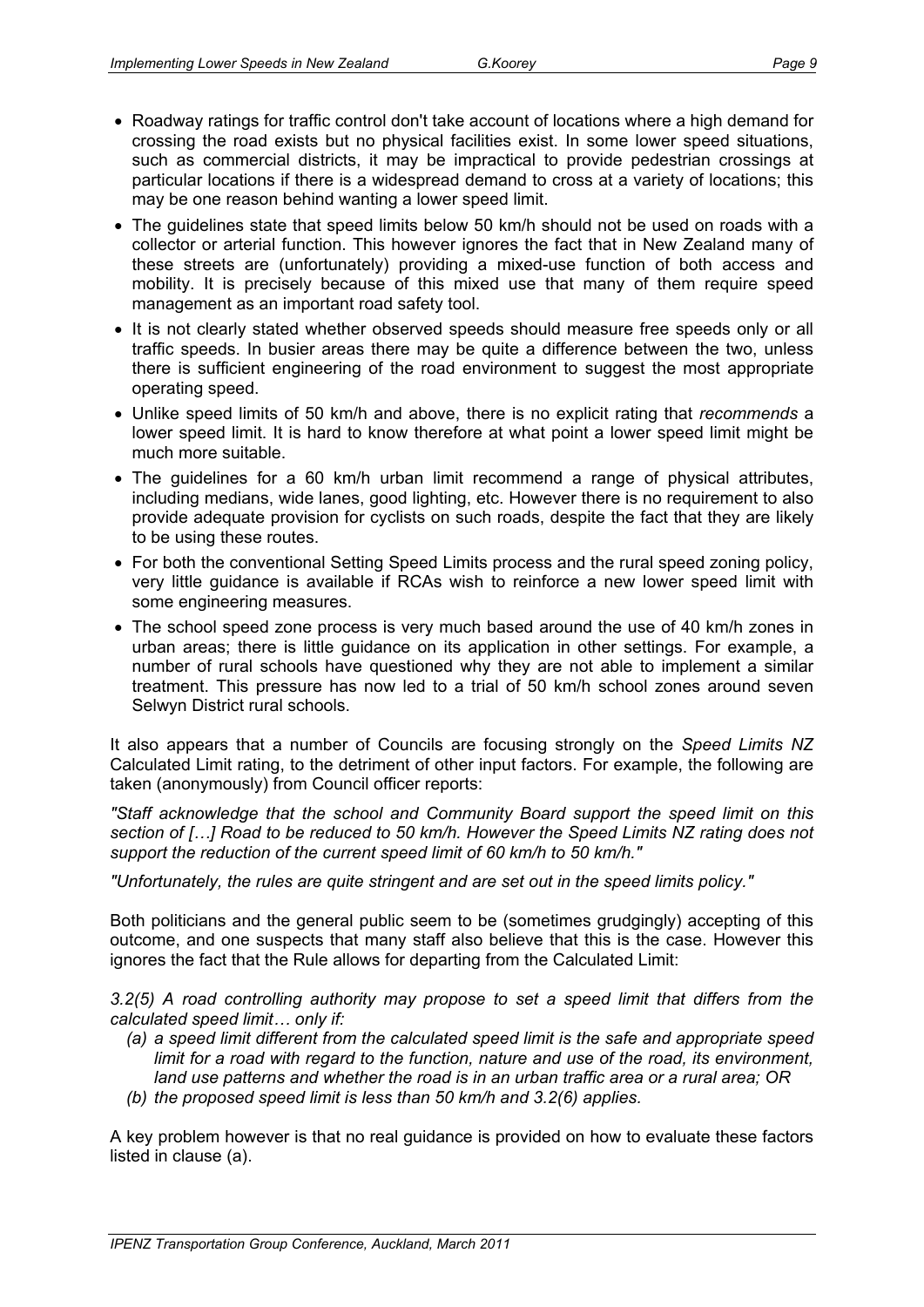- Roadway ratings for traffic control don't take account of locations where a high demand for crossing the road exists but no physical facilities exist. In some lower speed situations, such as commercial districts, it may be impractical to provide pedestrian crossings at particular locations if there is a widespread demand to cross at a variety of locations; this may be one reason behind wanting a lower speed limit.
- The guidelines state that speed limits below 50 km/h should not be used on roads with a collector or arterial function. This however ignores the fact that in New Zealand many of these streets are (unfortunately) providing a mixed-use function of both access and mobility. It is precisely because of this mixed use that many of them require speed management as an important road safety tool.
- It is not clearly stated whether observed speeds should measure free speeds only or all traffic speeds. In busier areas there may be quite a difference between the two, unless there is sufficient engineering of the road environment to suggest the most appropriate operating speed.
- Unlike speed limits of 50 km/h and above, there is no explicit rating that *recommends* a lower speed limit. It is hard to know therefore at what point a lower speed limit might be much more suitable.
- The guidelines for a 60 km/h urban limit recommend a range of physical attributes, including medians, wide lanes, good lighting, etc. However there is no requirement to also provide adequate provision for cyclists on such roads, despite the fact that they are likely to be using these routes.
- For both the conventional Setting Speed Limits process and the rural speed zoning policy, very little guidance is available if RCAs wish to reinforce a new lower speed limit with some engineering measures.
- The school speed zone process is very much based around the use of 40 km/h zones in urban areas; there is little guidance on its application in other settings. For example, a number of rural schools have questioned why they are not able to implement a similar treatment. This pressure has now led to a trial of 50 km/h school zones around seven Selwyn District rural schools.

It also appears that a number of Councils are focusing strongly on the *Speed Limits NZ* Calculated Limit rating, to the detriment of other input factors. For example, the following are taken (anonymously) from Council officer reports:

*"Staff acknowledge that the school and Community Board support the speed limit on this section of […] Road to be reduced to 50 km/h. However the Speed Limits NZ rating does not support the reduction of the current speed limit of 60 km/h to 50 km/h."*

*"Unfortunately, the rules are quite stringent and are set out in the speed limits policy."*

Both politicians and the general public seem to be (sometimes grudgingly) accepting of this outcome, and one suspects that many staff also believe that this is the case. However this ignores the fact that the Rule allows for departing from the Calculated Limit:

*3.2(5) A road controlling authority may propose to set a speed limit that differs from the calculated speed limit… only if:*

*(a) a speed limit different from the calculated speed limit is the safe and appropriate speed limit for a road with regard to the function, nature and use of the road, its environment, land use patterns and whether the road is in an urban traffic area or a rural area; OR*

*(b) the proposed speed limit is less than 50 km/h and 3.2(6) applies.*

A key problem however is that no real guidance is provided on how to evaluate these factors listed in clause (a).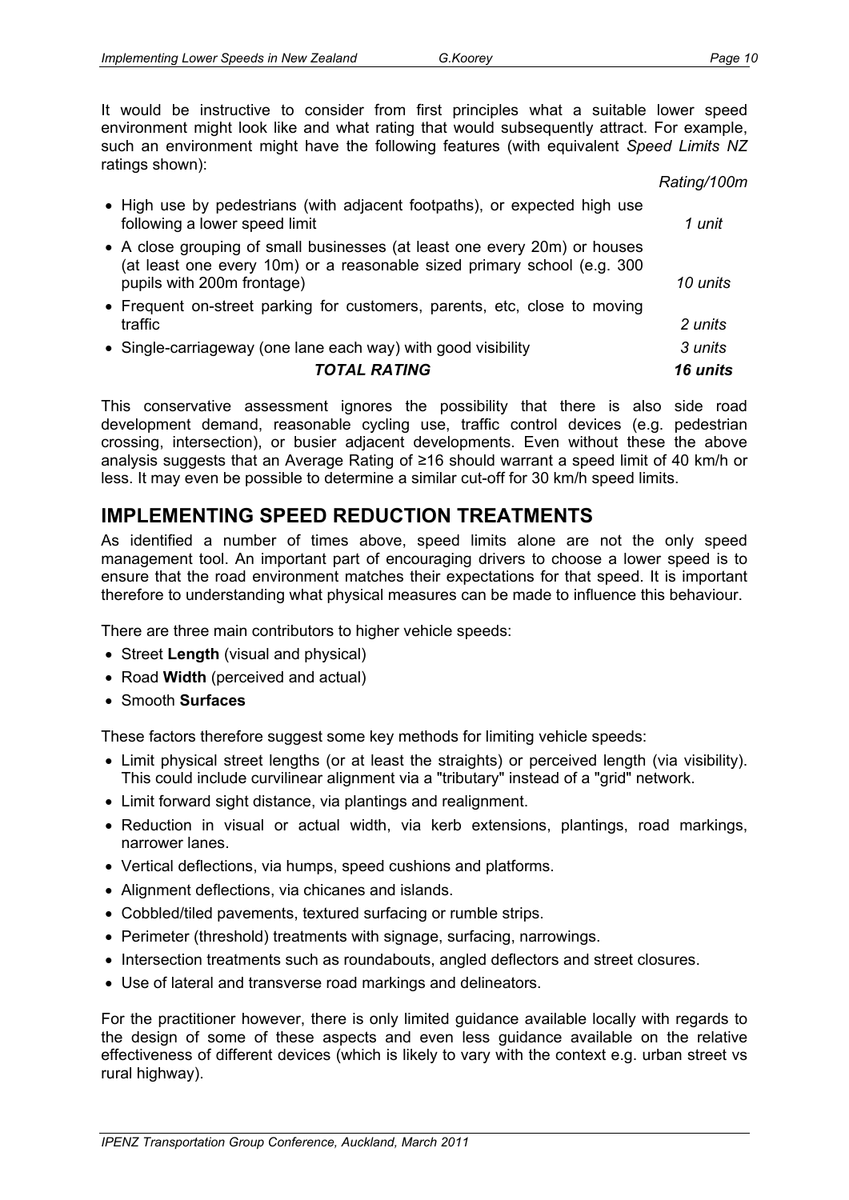It would be instructive to consider from first principles what a suitable lower speed environment might look like and what rating that would subsequently attract. For example, such an environment might have the following features (with equivalent *Speed Limits NZ* ratings shown):

| Feature | *Rating/100m* |
| --- | --- |
| • High use by pedestrians (with adjacent footpaths), or expected high use following a lower speed limit | *1 unit* |
| • A close grouping of small businesses (at least one every 20m) or houses (at least one every 10m) or a reasonable sized primary school (e.g. 300 pupils with 200m frontage) | *10 units* |
| • Frequent on-street parking for customers, parents, etc, close to moving traffic | *2 units* |
| • Single-carriageway (one lane each way) with good visibility | *3 units* |
| ***TOTAL RATING*** | ***16 units*** |

This conservative assessment ignores the possibility that there is also side road development demand, reasonable cycling use, traffic control devices (e.g. pedestrian crossing, intersection), or busier adjacent developments. Even without these the above analysis suggests that an Average Rating of ≥16 should warrant a speed limit of 40 km/h or less. It may even be possible to determine a similar cut-off for 30 km/h speed limits.

## IMPLEMENTING SPEED REDUCTION TREATMENTS

As identified a number of times above, speed limits alone are not the only speed management tool. An important part of encouraging drivers to choose a lower speed is to ensure that the road environment matches their expectations for that speed. It is important therefore to understanding what physical measures can be made to influence this behaviour.

There are three main contributors to higher vehicle speeds:

- Street **Length** (visual and physical)
- Road **Width** (perceived and actual)
- Smooth **Surfaces**

These factors therefore suggest some key methods for limiting vehicle speeds:

- Limit physical street lengths (or at least the straights) or perceived length (via visibility). This could include curvilinear alignment via a "tributary" instead of a "grid" network.
- Limit forward sight distance, via plantings and realignment.
- Reduction in visual or actual width, via kerb extensions, plantings, road markings, narrower lanes.
- Vertical deflections, via humps, speed cushions and platforms.
- Alignment deflections, via chicanes and islands.
- Cobbled/tiled pavements, textured surfacing or rumble strips.
- Perimeter (threshold) treatments with signage, surfacing, narrowings.
- Intersection treatments such as roundabouts, angled deflectors and street closures.
- Use of lateral and transverse road markings and delineators.

For the practitioner however, there is only limited guidance available locally with regards to the design of some of these aspects and even less guidance available on the relative effectiveness of different devices (which is likely to vary with the context e.g. urban street vs rural highway).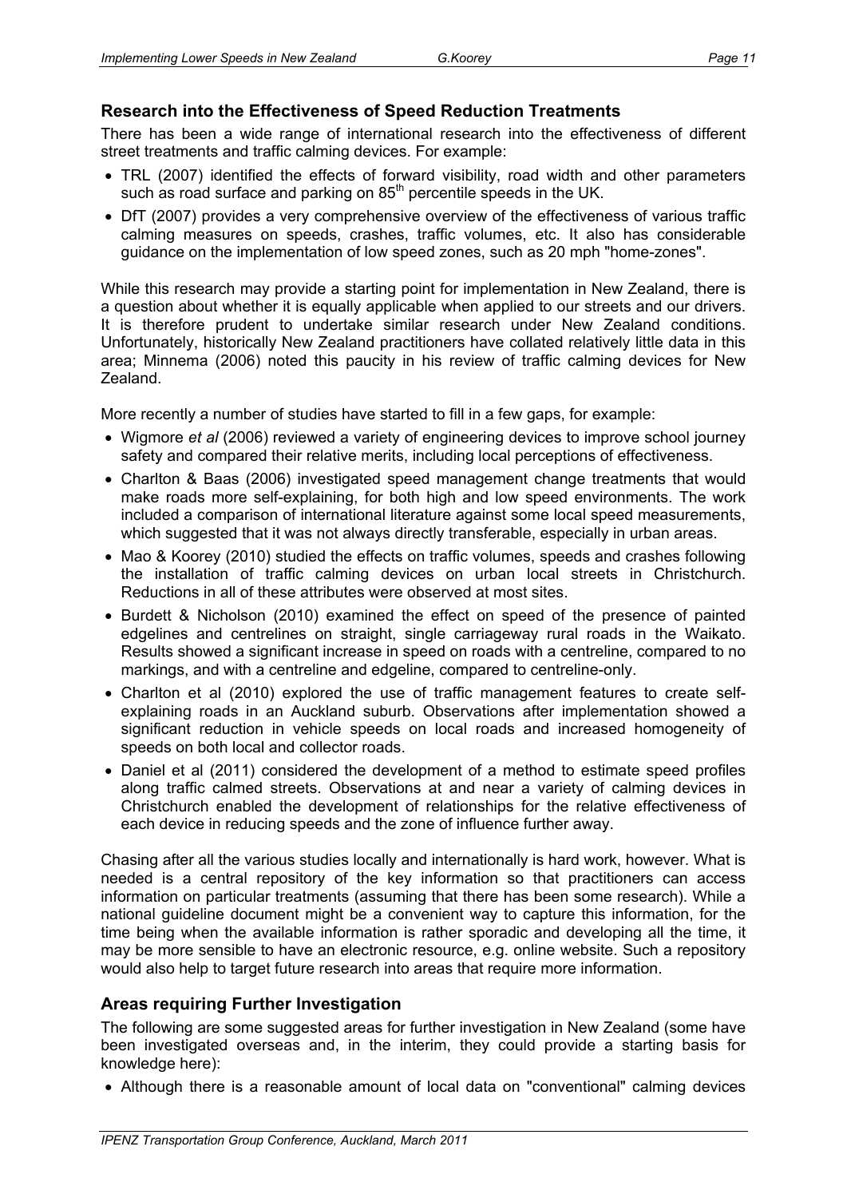## Research into the Effectiveness of Speed Reduction Treatments

There has been a wide range of international research into the effectiveness of different street treatments and traffic calming devices. For example:

- TRL (2007) identified the effects of forward visibility, road width and other parameters such as road surface and parking on 85th percentile speeds in the UK.
- DfT (2007) provides a very comprehensive overview of the effectiveness of various traffic calming measures on speeds, crashes, traffic volumes, etc. It also has considerable guidance on the implementation of low speed zones, such as 20 mph "home-zones".

While this research may provide a starting point for implementation in New Zealand, there is a question about whether it is equally applicable when applied to our streets and our drivers. It is therefore prudent to undertake similar research under New Zealand conditions. Unfortunately, historically New Zealand practitioners have collated relatively little data in this area; Minnema (2006) noted this paucity in his review of traffic calming devices for New Zealand.

More recently a number of studies have started to fill in a few gaps, for example:

- Wigmore *et al* (2006) reviewed a variety of engineering devices to improve school journey safety and compared their relative merits, including local perceptions of effectiveness.
- Charlton & Baas (2006) investigated speed management change treatments that would make roads more self-explaining, for both high and low speed environments. The work included a comparison of international literature against some local speed measurements, which suggested that it was not always directly transferable, especially in urban areas.
- Mao & Koorey (2010) studied the effects on traffic volumes, speeds and crashes following the installation of traffic calming devices on urban local streets in Christchurch. Reductions in all of these attributes were observed at most sites.
- Burdett & Nicholson (2010) examined the effect on speed of the presence of painted edgelines and centrelines on straight, single carriageway rural roads in the Waikato. Results showed a significant increase in speed on roads with a centreline, compared to no markings, and with a centreline and edgeline, compared to centreline-only.
- Charlton et al (2010) explored the use of traffic management features to create self-explaining roads in an Auckland suburb. Observations after implementation showed a significant reduction in vehicle speeds on local roads and increased homogeneity of speeds on both local and collector roads.
- Daniel et al (2011) considered the development of a method to estimate speed profiles along traffic calmed streets. Observations at and near a variety of calming devices in Christchurch enabled the development of relationships for the relative effectiveness of each device in reducing speeds and the zone of influence further away.

Chasing after all the various studies locally and internationally is hard work, however. What is needed is a central repository of the key information so that practitioners can access information on particular treatments (assuming that there has been some research). While a national guideline document might be a convenient way to capture this information, for the time being when the available information is rather sporadic and developing all the time, it may be more sensible to have an electronic resource, e.g. online website. Such a repository would also help to target future research into areas that require more information.

## Areas requiring Further Investigation

The following are some suggested areas for further investigation in New Zealand (some have been investigated overseas and, in the interim, they could provide a starting basis for knowledge here):

- Although there is a reasonable amount of local data on "conventional" calming devices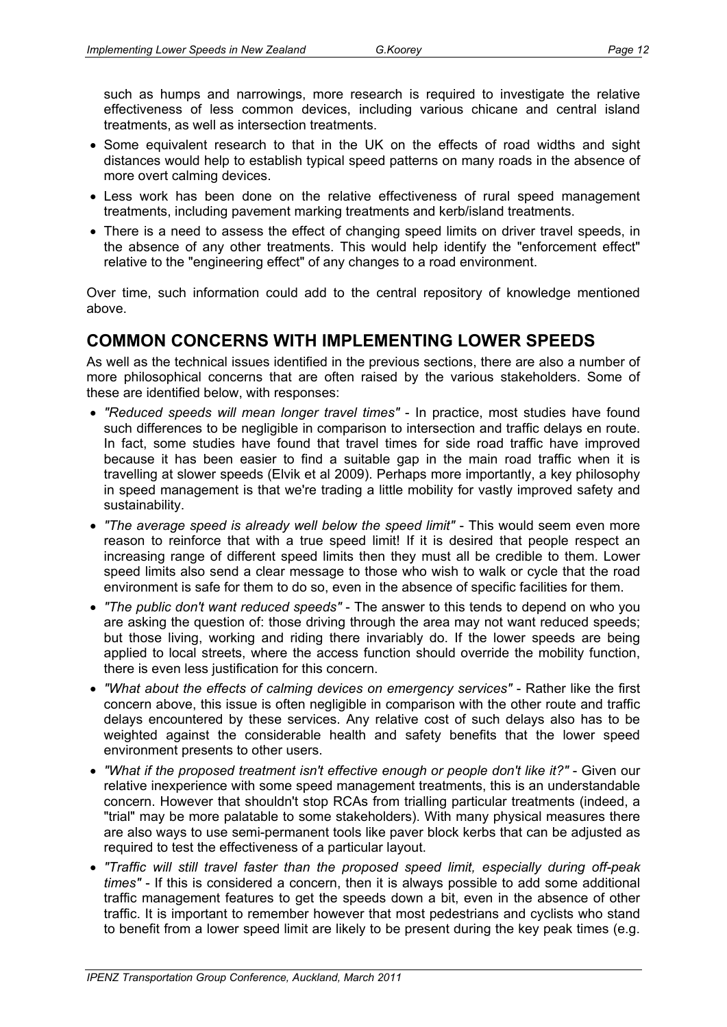such as humps and narrowings, more research is required to investigate the relative effectiveness of less common devices, including various chicane and central island treatments, as well as intersection treatments.

- Some equivalent research to that in the UK on the effects of road widths and sight distances would help to establish typical speed patterns on many roads in the absence of more overt calming devices.
- Less work has been done on the relative effectiveness of rural speed management treatments, including pavement marking treatments and kerb/island treatments.
- There is a need to assess the effect of changing speed limits on driver travel speeds, in the absence of any other treatments. This would help identify the "enforcement effect" relative to the "engineering effect" of any changes to a road environment.

Over time, such information could add to the central repository of knowledge mentioned above.

## COMMON CONCERNS WITH IMPLEMENTING LOWER SPEEDS

As well as the technical issues identified in the previous sections, there are also a number of more philosophical concerns that are often raised by the various stakeholders. Some of these are identified below, with responses:

- *"Reduced speeds will mean longer travel times"* - In practice, most studies have found such differences to be negligible in comparison to intersection and traffic delays en route. In fact, some studies have found that travel times for side road traffic have improved because it has been easier to find a suitable gap in the main road traffic when it is travelling at slower speeds (Elvik et al 2009). Perhaps more importantly, a key philosophy in speed management is that we're trading a little mobility for vastly improved safety and sustainability.
- *"The average speed is already well below the speed limit"* - This would seem even more reason to reinforce that with a true speed limit! If it is desired that people respect an increasing range of different speed limits then they must all be credible to them. Lower speed limits also send a clear message to those who wish to walk or cycle that the road environment is safe for them to do so, even in the absence of specific facilities for them.
- *"The public don't want reduced speeds"* - The answer to this tends to depend on who you are asking the question of: those driving through the area may not want reduced speeds; but those living, working and riding there invariably do. If the lower speeds are being applied to local streets, where the access function should override the mobility function, there is even less justification for this concern.
- *"What about the effects of calming devices on emergency services"* - Rather like the first concern above, this issue is often negligible in comparison with the other route and traffic delays encountered by these services. Any relative cost of such delays also has to be weighted against the considerable health and safety benefits that the lower speed environment presents to other users.
- *"What if the proposed treatment isn't effective enough or people don't like it?"* - Given our relative inexperience with some speed management treatments, this is an understandable concern. However that shouldn't stop RCAs from trialling particular treatments (indeed, a "trial" may be more palatable to some stakeholders). With many physical measures there are also ways to use semi-permanent tools like paver block kerbs that can be adjusted as required to test the effectiveness of a particular layout.
- *"Traffic will still travel faster than the proposed speed limit, especially during off-peak times"* - If this is considered a concern, then it is always possible to add some additional traffic management features to get the speeds down a bit, even in the absence of other traffic. It is important to remember however that most pedestrians and cyclists who stand to benefit from a lower speed limit are likely to be present during the key peak times (e.g.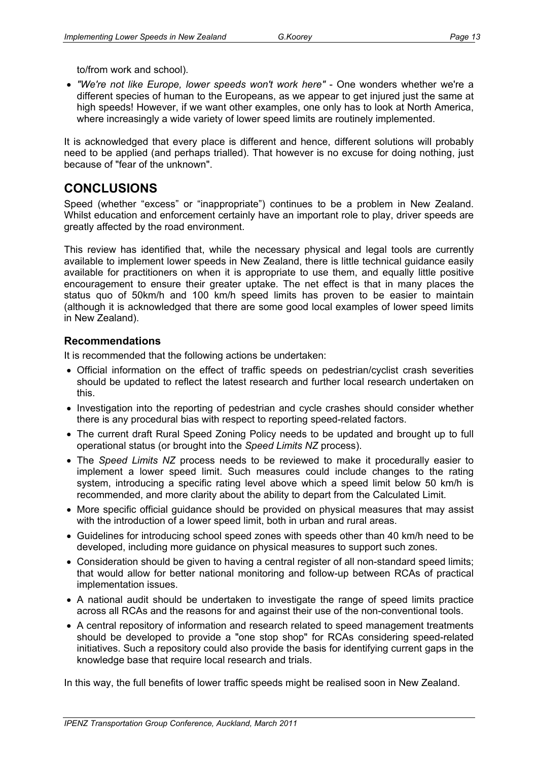to/from work and school).

- *"We're not like Europe, lower speeds won't work here"* - One wonders whether we're a different species of human to the Europeans, as we appear to get injured just the same at high speeds! However, if we want other examples, one only has to look at North America, where increasingly a wide variety of lower speed limits are routinely implemented.

It is acknowledged that every place is different and hence, different solutions will probably need to be applied (and perhaps trialled). That however is no excuse for doing nothing, just because of "fear of the unknown".

# CONCLUSIONS

Speed (whether "excess" or "inappropriate") continues to be a problem in New Zealand. Whilst education and enforcement certainly have an important role to play, driver speeds are greatly affected by the road environment.

This review has identified that, while the necessary physical and legal tools are currently available to implement lower speeds in New Zealand, there is little technical guidance easily available for practitioners on when it is appropriate to use them, and equally little positive encouragement to ensure their greater uptake. The net effect is that in many places the status quo of 50km/h and 100 km/h speed limits has proven to be easier to maintain (although it is acknowledged that there are some good local examples of lower speed limits in New Zealand).

## Recommendations

It is recommended that the following actions be undertaken:

- Official information on the effect of traffic speeds on pedestrian/cyclist crash severities should be updated to reflect the latest research and further local research undertaken on this.
- Investigation into the reporting of pedestrian and cycle crashes should consider whether there is any procedural bias with respect to reporting speed-related factors.
- The current draft Rural Speed Zoning Policy needs to be updated and brought up to full operational status (or brought into the *Speed Limits NZ* process).
- The *Speed Limits NZ* process needs to be reviewed to make it procedurally easier to implement a lower speed limit. Such measures could include changes to the rating system, introducing a specific rating level above which a speed limit below 50 km/h is recommended, and more clarity about the ability to depart from the Calculated Limit.
- More specific official guidance should be provided on physical measures that may assist with the introduction of a lower speed limit, both in urban and rural areas.
- Guidelines for introducing school speed zones with speeds other than 40 km/h need to be developed, including more guidance on physical measures to support such zones.
- Consideration should be given to having a central register of all non-standard speed limits; that would allow for better national monitoring and follow-up between RCAs of practical implementation issues.
- A national audit should be undertaken to investigate the range of speed limits practice across all RCAs and the reasons for and against their use of the non-conventional tools.
- A central repository of information and research related to speed management treatments should be developed to provide a "one stop shop" for RCAs considering speed-related initiatives. Such a repository could also provide the basis for identifying current gaps in the knowledge base that require local research and trials.

In this way, the full benefits of lower traffic speeds might be realised soon in New Zealand.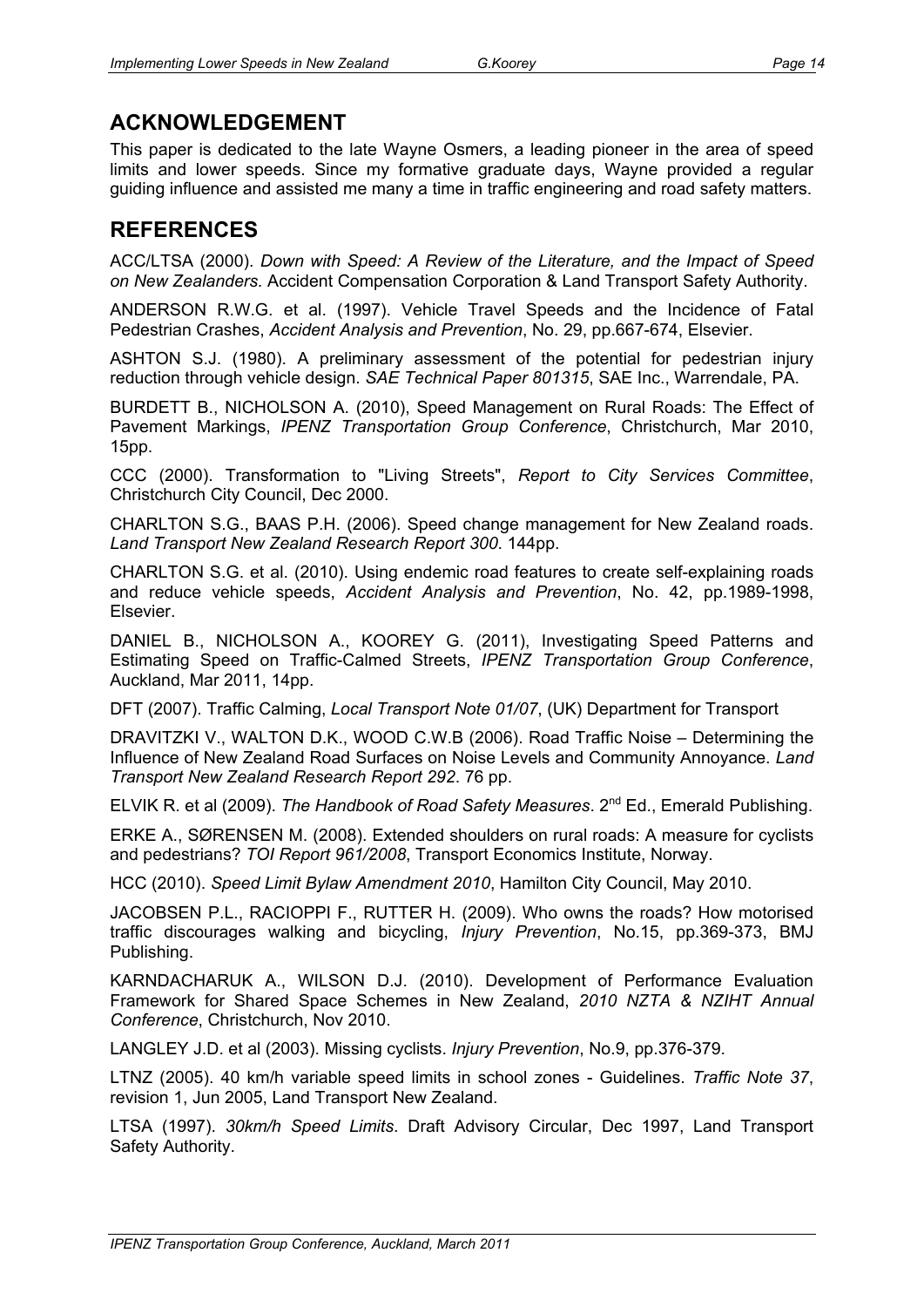## ACKNOWLEDGEMENT

This paper is dedicated to the late Wayne Osmers, a leading pioneer in the area of speed limits and lower speeds. Since my formative graduate days, Wayne provided a regular guiding influence and assisted me many a time in traffic engineering and road safety matters.

## REFERENCES

ACC/LTSA (2000). *Down with Speed: A Review of the Literature, and the Impact of Speed on New Zealanders.* Accident Compensation Corporation & Land Transport Safety Authority.

ANDERSON R.W.G. et al. (1997). Vehicle Travel Speeds and the Incidence of Fatal Pedestrian Crashes, *Accident Analysis and Prevention*, No. 29, pp.667-674, Elsevier.

ASHTON S.J. (1980). A preliminary assessment of the potential for pedestrian injury reduction through vehicle design. *SAE Technical Paper 801315*, SAE Inc., Warrendale, PA.

BURDETT B., NICHOLSON A. (2010), Speed Management on Rural Roads: The Effect of Pavement Markings, *IPENZ Transportation Group Conference*, Christchurch, Mar 2010, 15pp.

CCC (2000). Transformation to "Living Streets", *Report to City Services Committee*, Christchurch City Council, Dec 2000.

CHARLTON S.G., BAAS P.H. (2006). Speed change management for New Zealand roads. *Land Transport New Zealand Research Report 300*. 144pp.

CHARLTON S.G. et al. (2010). Using endemic road features to create self-explaining roads and reduce vehicle speeds, *Accident Analysis and Prevention*, No. 42, pp.1989-1998, Elsevier.

DANIEL B., NICHOLSON A., KOOREY G. (2011), Investigating Speed Patterns and Estimating Speed on Traffic-Calmed Streets, *IPENZ Transportation Group Conference*, Auckland, Mar 2011, 14pp.

DFT (2007). Traffic Calming, *Local Transport Note 01/07*, (UK) Department for Transport

DRAVITZKI V., WALTON D.K., WOOD C.W.B (2006). Road Traffic Noise – Determining the Influence of New Zealand Road Surfaces on Noise Levels and Community Annoyance. *Land Transport New Zealand Research Report 292*. 76 pp.

ELVIK R. et al (2009). *The Handbook of Road Safety Measures*. 2nd Ed., Emerald Publishing.

ERKE A., SØRENSEN M. (2008). Extended shoulders on rural roads: A measure for cyclists and pedestrians? *TOI Report 961/2008*, Transport Economics Institute, Norway.

HCC (2010). *Speed Limit Bylaw Amendment 2010*, Hamilton City Council, May 2010.

JACOBSEN P.L., RACIOPPI F., RUTTER H. (2009). Who owns the roads? How motorised traffic discourages walking and bicycling, *Injury Prevention*, No.15, pp.369-373, BMJ Publishing.

KARNDACHARUK A., WILSON D.J. (2010). Development of Performance Evaluation Framework for Shared Space Schemes in New Zealand, *2010 NZTA & NZIHT Annual Conference*, Christchurch, Nov 2010.

LANGLEY J.D. et al (2003). Missing cyclists. *Injury Prevention*, No.9, pp.376-379.

LTNZ (2005). 40 km/h variable speed limits in school zones - Guidelines. *Traffic Note 37*, revision 1, Jun 2005, Land Transport New Zealand.

LTSA (1997). *30km/h Speed Limits*. Draft Advisory Circular, Dec 1997, Land Transport Safety Authority.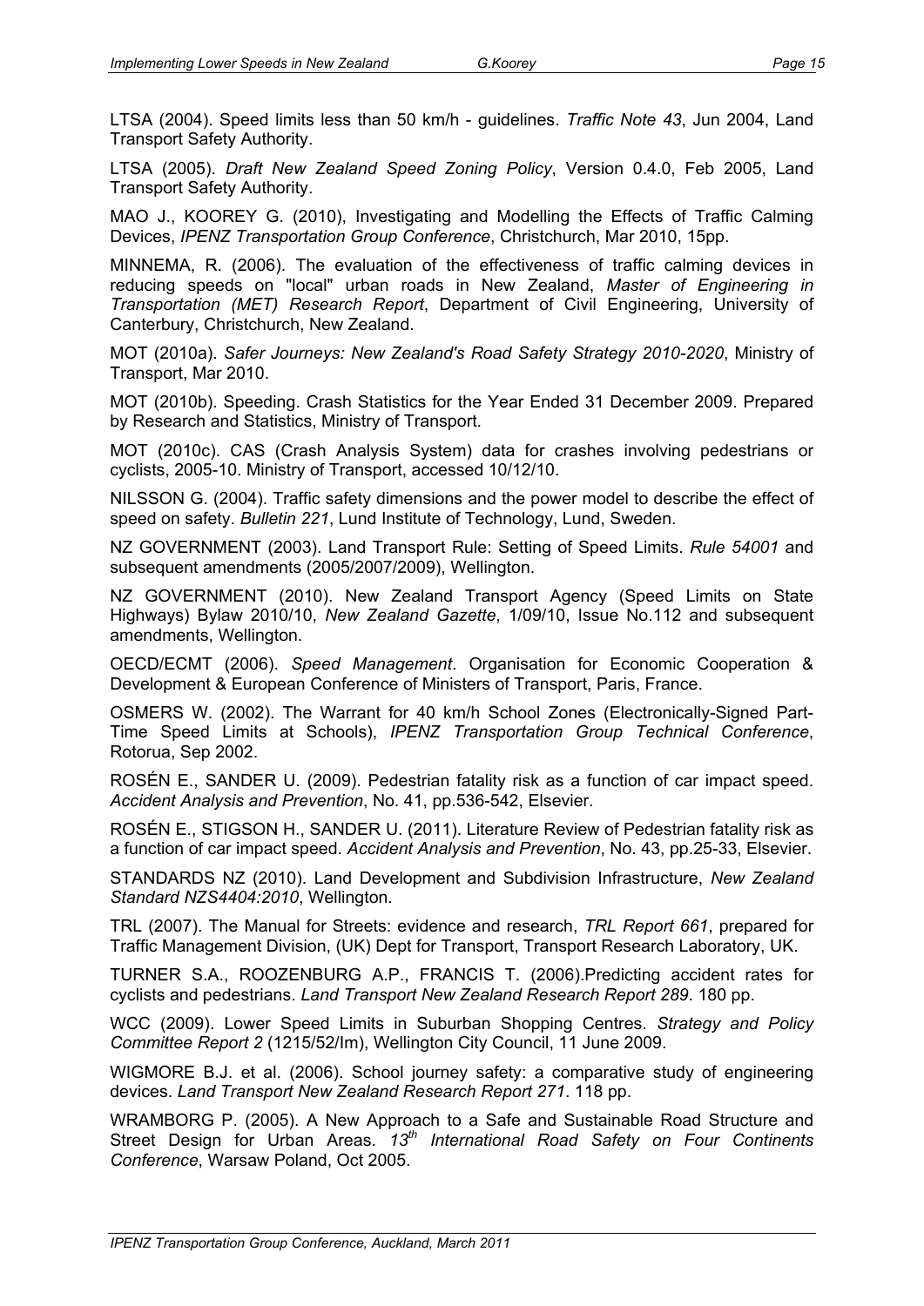LTSA (2004). Speed limits less than 50 km/h - guidelines. *Traffic Note 43*, Jun 2004, Land Transport Safety Authority.

LTSA (2005). *Draft New Zealand Speed Zoning Policy*, Version 0.4.0, Feb 2005, Land Transport Safety Authority.

MAO J., KOOREY G. (2010), Investigating and Modelling the Effects of Traffic Calming Devices, *IPENZ Transportation Group Conference*, Christchurch, Mar 2010, 15pp.

MINNEMA, R. (2006). The evaluation of the effectiveness of traffic calming devices in reducing speeds on "local" urban roads in New Zealand, *Master of Engineering in Transportation (MET) Research Report*, Department of Civil Engineering, University of Canterbury, Christchurch, New Zealand.

MOT (2010a). *Safer Journeys: New Zealand's Road Safety Strategy 2010-2020*, Ministry of Transport, Mar 2010.

MOT (2010b). Speeding. Crash Statistics for the Year Ended 31 December 2009. Prepared by Research and Statistics, Ministry of Transport.

MOT (2010c). CAS (Crash Analysis System) data for crashes involving pedestrians or cyclists, 2005-10. Ministry of Transport, accessed 10/12/10.

NILSSON G. (2004). Traffic safety dimensions and the power model to describe the effect of speed on safety. *Bulletin 221*, Lund Institute of Technology, Lund, Sweden.

NZ GOVERNMENT (2003). Land Transport Rule: Setting of Speed Limits. *Rule 54001* and subsequent amendments (2005/2007/2009), Wellington.

NZ GOVERNMENT (2010). New Zealand Transport Agency (Speed Limits on State Highways) Bylaw 2010/10, *New Zealand Gazette*, 1/09/10, Issue No.112 and subsequent amendments, Wellington.

OECD/ECMT (2006). *Speed Management*. Organisation for Economic Cooperation & Development & European Conference of Ministers of Transport, Paris, France.

OSMERS W. (2002). The Warrant for 40 km/h School Zones (Electronically-Signed Part-Time Speed Limits at Schools), *IPENZ Transportation Group Technical Conference*, Rotorua, Sep 2002.

ROSÉN E., SANDER U. (2009). Pedestrian fatality risk as a function of car impact speed. *Accident Analysis and Prevention*, No. 41, pp.536-542, Elsevier.

ROSÉN E., STIGSON H., SANDER U. (2011). Literature Review of Pedestrian fatality risk as a function of car impact speed. *Accident Analysis and Prevention*, No. 43, pp.25-33, Elsevier.

STANDARDS NZ (2010). Land Development and Subdivision Infrastructure, *New Zealand Standard NZS4404:2010*, Wellington.

TRL (2007). The Manual for Streets: evidence and research, *TRL Report 661*, prepared for Traffic Management Division, (UK) Dept for Transport, Transport Research Laboratory, UK.

TURNER S.A., ROOZENBURG A.P., FRANCIS T. (2006).Predicting accident rates for cyclists and pedestrians. *Land Transport New Zealand Research Report 289*. 180 pp.

WCC (2009). Lower Speed Limits in Suburban Shopping Centres. *Strategy and Policy Committee Report 2* (1215/52/IM), Wellington City Council, 11 June 2009.

WIGMORE B.J. et al. (2006). School journey safety: a comparative study of engineering devices. *Land Transport New Zealand Research Report 271*. 118 pp.

WRAMBORG P. (2005). A New Approach to a Safe and Sustainable Road Structure and Street Design for Urban Areas. *13th International Road Safety on Four Continents Conference*, Warsaw Poland, Oct 2005.